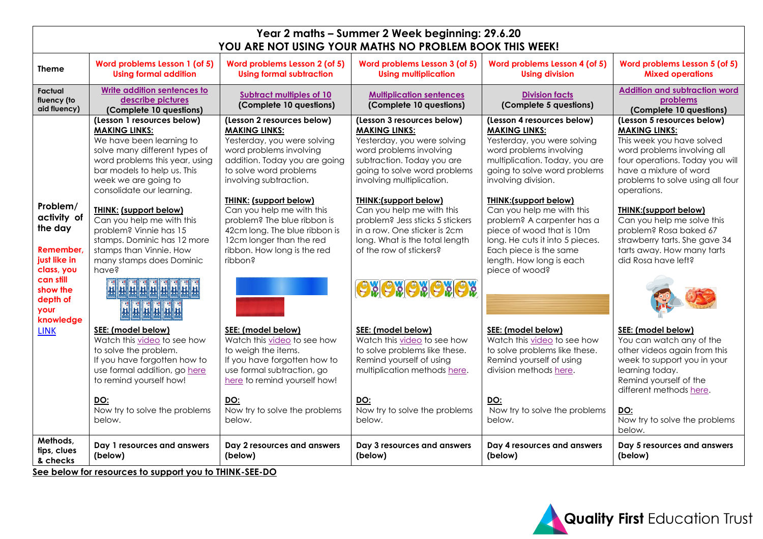# Year 2 maths – Summer 2 Week beginning: 29.6.20
## YOU ARE NOT USING YOUR MATHS NO PROBLEM BOOK THIS WEEK!

| Theme | Word problems Lesson 1 (of 5) Using formal addition | Word problems Lesson 2 (of 5) Using formal subtraction | Word problems Lesson 3 (of 5) Using multiplication | Word problems Lesson 4 (of 5) Using division | Word problems Lesson 5 (of 5) Mixed operations |
|---|---|---|---|---|---|
| Factual fluency (to aid fluency) | Write addition sentences to describe pictures (Complete 10 questions) | Subtract multiples of 10 (Complete 10 questions) | Multiplication sentences (Complete 10 questions) | Division facts (Complete 5 questions) | Addition and subtraction word problems (Complete 10 questions) |
| Problem/ activity of the day<br><br>**Remember, just like in class, you can still show the depth of your knowledge** LINK | (Lesson 1 resources below)<br>**MAKING LINKS:**<br>We have been learning to solve many different types of word problems this year, using bar models to help us. This week we are going to consolidate our learning.<br><br>**THINK: (support below)**<br>Can you help me with this problem? Vinnie has 15 stamps. Dominic has 12 more stamps than Vinnie. How many stamps does Dominic have?<br><br>**SEE: (model below)**<br>Watch this video to see how to solve the problem.<br>If you have forgotten how to use formal addition, go here to remind yourself how!<br><br>**DO:**<br>Now try to solve the problems below. | (Lesson 2 resources below)<br>**MAKING LINKS:**<br>Yesterday, you were solving word problems involving addition. Today you are going to solve word problems involving subtraction.<br><br>**THINK: (support below)**<br>Can you help me with this problem? The blue ribbon is 42cm long. The blue ribbon is 12cm longer than the red ribbon. How long is the red ribbon?<br><br>**SEE: (model below)**<br>Watch this video to see how to weigh the items.<br>If you have forgotten how to use formal subtraction, go here to remind yourself how!<br><br>**DO:**<br>Now try to solve the problems below. | (Lesson 3 resources below)<br>**MAKING LINKS:**<br>Yesterday, you were solving word problems involving subtraction. Today you are going to solve word problems involving multiplication.<br><br>**THINK:(support below)**<br>Can you help me with this problem? Jess sticks 5 stickers in a row. One sticker is 2cm long. What is the total length of the row of stickers?<br><br>**SEE: (model below)**<br>Watch this video to see how to solve problems like these.<br>Remind yourself of using multiplication methods here.<br><br>**DO:**<br>Now try to solve the problems below. | (Lesson 4 resources below)<br>**MAKING LINKS:**<br>Yesterday, you were solving word problems involving multiplication. Today, you are going to solve word problems involving division.<br><br>**THINK:(support below)**<br>Can you help me with this problem? A carpenter has a piece of wood that is 10m long. He cuts it into 5 pieces. Each piece is the same length. How long is each piece of wood?<br><br>**SEE: (model below)**<br>Watch this video to see how to solve problems like these.<br>Remind yourself of using division methods here.<br><br>**DO:**<br>Now try to solve the problems below. | (Lesson 5 resources below)<br>**MAKING LINKS:**<br>This week you have solved word problems involving all four operations. Today you will have a mixture of word problems to solve using all four operations.<br><br>**THINK:(support below)**<br>Can you help me solve this problem? Rosa baked 67 strawberry tarts. She gave 34 tarts away. How many tarts did Rosa have left?<br><br>**SEE: (model below)**<br>You can watch any of the other videos again from this week to support you in your learning today.<br>Remind yourself of the different methods here.<br><br>**DO:**<br>Now try to solve the problems below. |
| Methods, tips, clues & checks | Day 1 resources and answers (below) | Day 2 resources and answers (below) | Day 3 resources and answers (below) | Day 4 resources and answers (below) | Day 5 resources and answers (below) |

**See below for resources to support you to THINK-SEE-DO**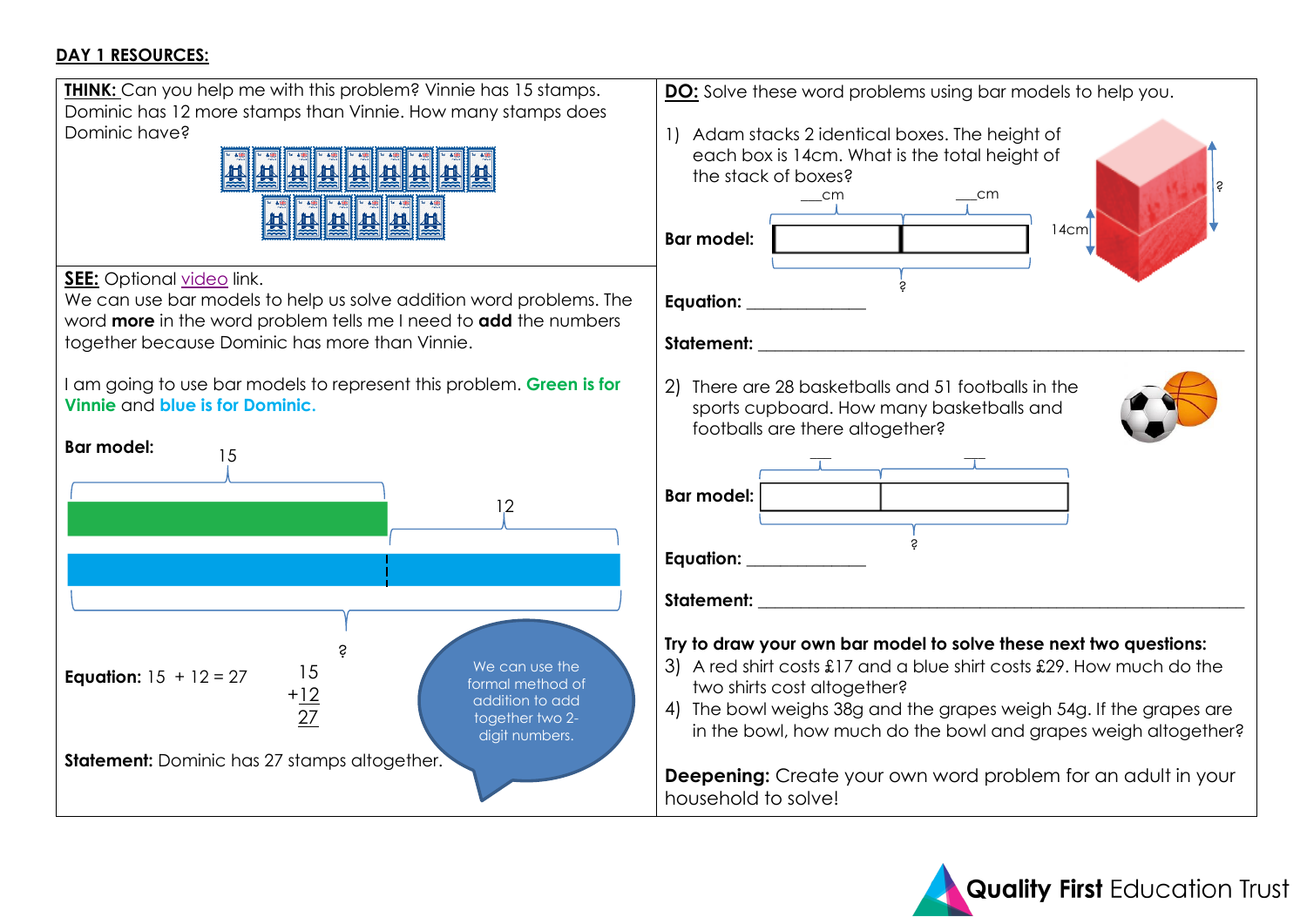**DAY 1 RESOURCES:**

**THINK:** Can you help me with this problem? Vinnie has 15 stamps. Dominic has 12 more stamps than Vinnie. How many stamps does Dominic have?

**SEE:** Optional video link.

We can use bar models to help us solve addition word problems. The word **more** in the word problem tells me I need to **add** the numbers together because Dominic has more than Vinnie.

I am going to use bar models to represent this problem. **Green is for Vinnie** and **blue is for Dominic.**

**Bar model:**

15 | 12

?

**Equation:** $15 + 12 = 27$

```
 15
+12
 27
```

We can use the formal method of addition to add together two 2-digit numbers.

**Statement:** Dominic has 27 stamps altogether.

**DO:** Solve these word problems using bar models to help you.

1) Adam stacks 2 identical boxes. The height of each box is 14cm. What is the total height of the stack of boxes?

**Bar model:** \_\_cm | \_\_cm

?

14cm ?

**Equation:** \_\_\_\_\_\_\_\_\_\_\_\_\_\_

**Statement:** \_\_\_\_\_\_\_\_\_\_\_\_\_\_\_\_\_\_\_\_\_\_\_\_\_\_\_\_\_\_\_\_\_\_\_\_\_\_\_\_\_\_\_\_

2) There are 28 basketballs and 51 footballs in the sports cupboard. How many basketballs and footballs are there altogether?

**Bar model:** \_\_ | \_\_

?

**Equation:** \_\_\_\_\_\_\_\_\_\_\_\_\_\_

**Statement:** \_\_\_\_\_\_\_\_\_\_\_\_\_\_\_\_\_\_\_\_\_\_\_\_\_\_\_\_\_\_\_\_\_\_\_\_\_\_\_\_\_\_\_\_

**Try to draw your own bar model to solve these next two questions:**

3) A red shirt costs £17 and a blue shirt costs £29. How much do the two shirts cost altogether?

4) The bowl weighs 38g and the grapes weigh 54g. If the grapes are in the bowl, how much do the bowl and grapes weigh altogether?

**Deepening:** Create your own word problem for an adult in your household to solve!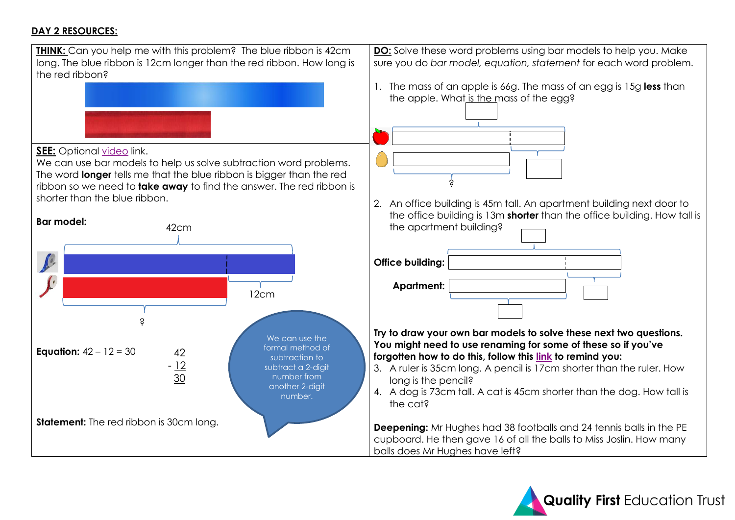**DAY 2 RESOURCES:**

**THINK:** Can you help me with this problem? The blue ribbon is 42cm long. The blue ribbon is 12cm longer than the red ribbon. How long is the red ribbon?

**SEE:** Optional video link.

We can use bar models to help us solve subtraction word problems. The word **longer** tells me that the blue ribbon is bigger than the red ribbon so we need to **take away** to find the answer. The red ribbon is shorter than the blue ribbon.

**Bar model:**

42cm

12cm

?

**Equation:** $42 - 12 = 30$

$$\begin{array}{r} 42 \\ -\ 12 \\ \hline 30 \end{array}$$

We can use the formal method of subtraction to subtract a 2-digit number from another 2-digit number.

**Statement:** The red ribbon is 30cm long.

**DO:** Solve these word problems using bar models to help you. Make sure you do *bar model, equation, statement* for each word problem.

1. The mass of an apple is 66g. The mass of an egg is 15g **less** than the apple. What is the mass of the egg?

   ?

2. An office building is 45m tall. An apartment building next door to the office building is 13m **shorter** than the office building. How tall is the apartment building?

   **Office building:**

   **Apartment:**

**Try to draw your own bar models to solve these next two questions. You might need to use renaming for some of these so if you've forgotten how to do this, follow this link to remind you:**

3. A ruler is 35cm long. A pencil is 17cm shorter than the ruler. How long is the pencil?
4. A dog is 73cm tall. A cat is 45cm shorter than the dog. How tall is the cat?

**Deepening:** Mr Hughes had 38 footballs and 24 tennis balls in the PE cupboard. He then gave 16 of all the balls to Miss Joslin. How many balls does Mr Hughes have left?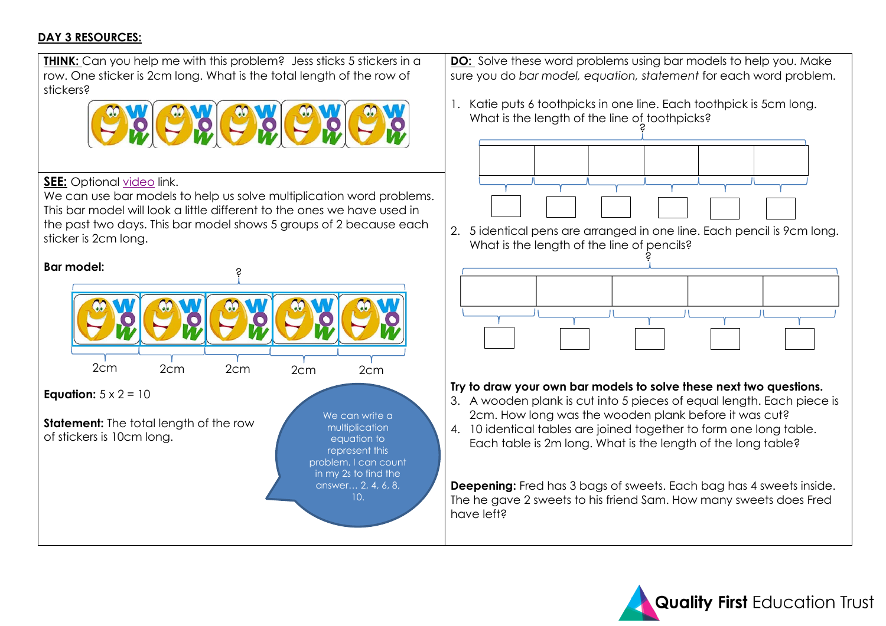**DAY 3 RESOURCES:**

**THINK:** Can you help me with this problem? Jess sticks 5 stickers in a row. One sticker is 2cm long. What is the total length of the row of stickers?

**SEE:** Optional video link.

We can use bar models to help us solve multiplication word problems. This bar model will look a little different to the ones we have used in the past two days. This bar model shows 5 groups of 2 because each sticker is 2cm long.

**Bar model:**

?

2cm 2cm 2cm 2cm 2cm

**Equation:** $5 \times 2 = 10$

**Statement:** The total length of the row of stickers is 10cm long.

We can write a multiplication equation to represent this problem. I can count in my 2s to find the answer… 2, 4, 6, 8, 10.

**DO:** Solve these word problems using bar models to help you. Make sure you do *bar model, equation, statement* for each word problem.

1. Katie puts 6 toothpicks in one line. Each toothpick is 5cm long. What is the length of the line of toothpicks?

   ?

2. 5 identical pens are arranged in one line. Each pencil is 9cm long. What is the length of the line of pencils?

   ?

**Try to draw your own bar models to solve these next two questions.**

3. A wooden plank is cut into 5 pieces of equal length. Each piece is 2cm. How long was the wooden plank before it was cut?
4. 10 identical tables are joined together to form one long table. Each table is 2m long. What is the length of the long table?

**Deepening:** Fred has 3 bags of sweets. Each bag has 4 sweets inside. The he gave 2 sweets to his friend Sam. How many sweets does Fred have left?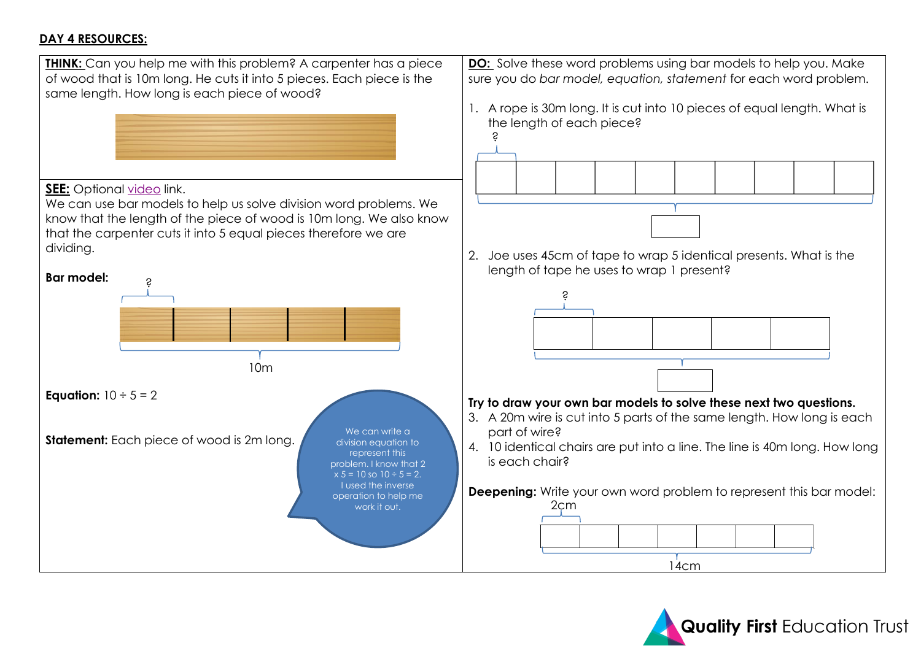**DAY 4 RESOURCES:**

**THINK:** Can you help me with this problem? A carpenter has a piece of wood that is 10m long. He cuts it into 5 pieces. Each piece is the same length. How long is each piece of wood?

**SEE:** Optional video link.

We can use bar models to help us solve division word problems. We know that the length of the piece of wood is 10m long. We also know that the carpenter cuts it into 5 equal pieces therefore we are dividing.

**Bar model:**

?

10m

**Equation:** $10 \div 5 = 2$

**Statement:** Each piece of wood is 2m long.

We can write a division equation to represent this problem. I know that $2 \times 5 = 10$ so $10 \div 5 = 2$. I used the inverse operation to help me work it out.

**DO:** Solve these word problems using bar models to help you. Make sure you do *bar model, equation, statement* for each word problem.

1. A rope is 30m long. It is cut into 10 pieces of equal length. What is the length of each piece?

   ?

2. Joe uses 45cm of tape to wrap 5 identical presents. What is the length of tape he uses to wrap 1 present?

   ?

**Try to draw your own bar models to solve these next two questions.**

3. A 20m wire is cut into 5 parts of the same length. How long is each part of wire?
4. 10 identical chairs are put into a line. The line is 40m long. How long is each chair?

**Deepening:** Write your own word problem to represent this bar model:

2cm

14cm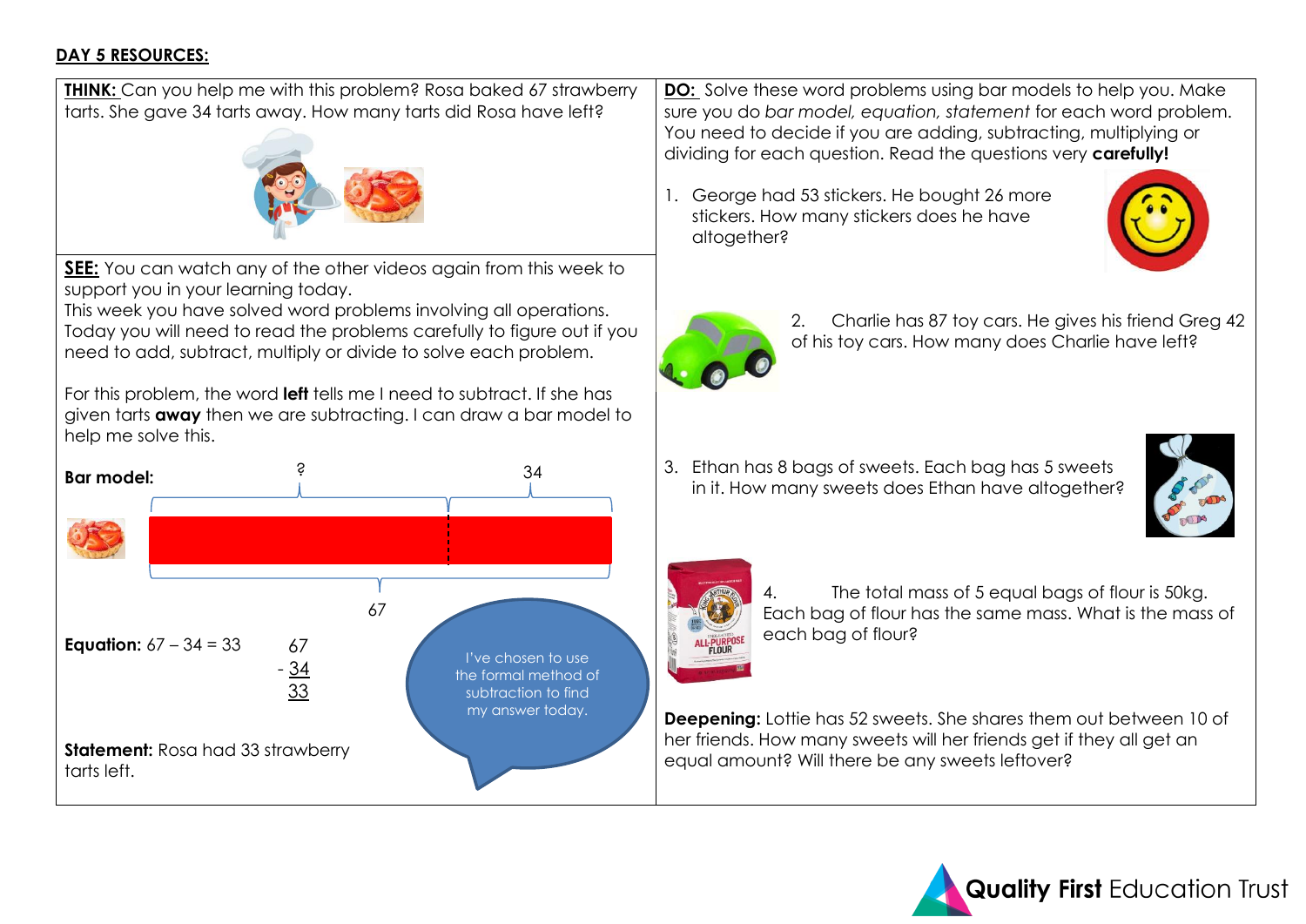**DAY 5 RESOURCES:**

**THINK:** Can you help me with this problem? Rosa baked 67 strawberry tarts. She gave 34 tarts away. How many tarts did Rosa have left?

**SEE:** You can watch any of the other videos again from this week to support you in your learning today.
This week you have solved word problems involving all operations. Today you will need to read the problems carefully to figure out if you need to add, subtract, multiply or divide to solve each problem.

For this problem, the word **left** tells me I need to subtract. If she has given tarts **away** then we are subtracting. I can draw a bar model to help me solve this.

**Bar model:**

? | 34

67

**Equation:** $67 - 34 = 33$

$$\begin{array}{r} 67 \\ -\ \underline{34} \\ \underline{33} \end{array}$$

I've chosen to use the formal method of subtraction to find my answer today.

**Statement:** Rosa had 33 strawberry tarts left.

**DO:** Solve these word problems using bar models to help you. Make sure you do *bar model, equation, statement* for each word problem. You need to decide if you are adding, subtracting, multiplying or dividing for each question. Read the questions very **carefully!**

1. George had 53 stickers. He bought 26 more stickers. How many stickers does he have altogether?

2. Charlie has 87 toy cars. He gives his friend Greg 42 of his toy cars. How many does Charlie have left?

3. Ethan has 8 bags of sweets. Each bag has 5 sweets in it. How many sweets does Ethan have altogether?

4. The total mass of 5 equal bags of flour is 50kg. Each bag of flour has the same mass. What is the mass of each bag of flour?

**Deepening:** Lottie has 52 sweets. She shares them out between 10 of her friends. How many sweets will her friends get if they all get an equal amount? Will there be any sweets leftover?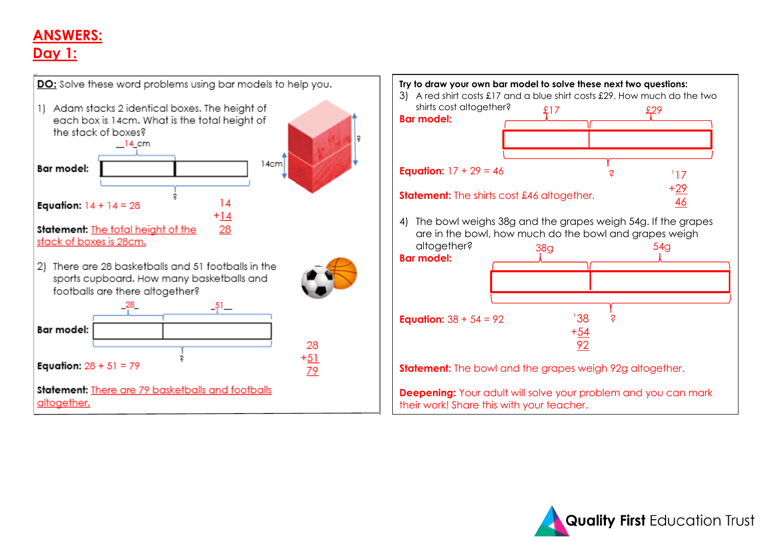# ANSWERS:
## Day 1:

**DO:** Solve these word problems using bar models to help you.

1) Adam stacks 2 identical boxes. The height of each box is 14cm. What is the total height of the stack of boxes?

__14_cm

**Bar model:**

14cm

?

**Equation:** 14 + 14 = 28

```
 14
+14
 28
```

**Statement:** The total height of the stack of boxes is 28cm.

2) There are 28 basketballs and 51 footballs in the sports cupboard. How many basketballs and footballs are there altogether?

_28_ _51_

**Bar model:**

?

**Equation:** 28 + 51 = 79

```
 28
+51
 79
```

**Statement:** There are 79 basketballs and footballs altogether.

**Try to draw your own bar model to solve these next two questions:**

3) A red shirt costs £17 and a blue shirt costs £29. How much do the two shirts cost altogether?

**Bar model:**

£17 £29

?

**Equation:** 17 + 29 = 46

```
 ¹17
+29
 46
```

**Statement:** The shirts cost £46 altogether.

4) The bowl weighs 38g and the grapes weigh 54g. If the grapes are in the bowl, how much do the bowl and grapes weigh altogether?

**Bar model:**

38g 54g

?

**Equation:** 38 + 54 = 92

```
 ¹38
+54
 92
```

**Statement:** The bowl and the grapes weigh 92g altogether.

**Deepening:** Your adult will solve your problem and you can mark their work! Share this with your teacher.

Quality First Education Trust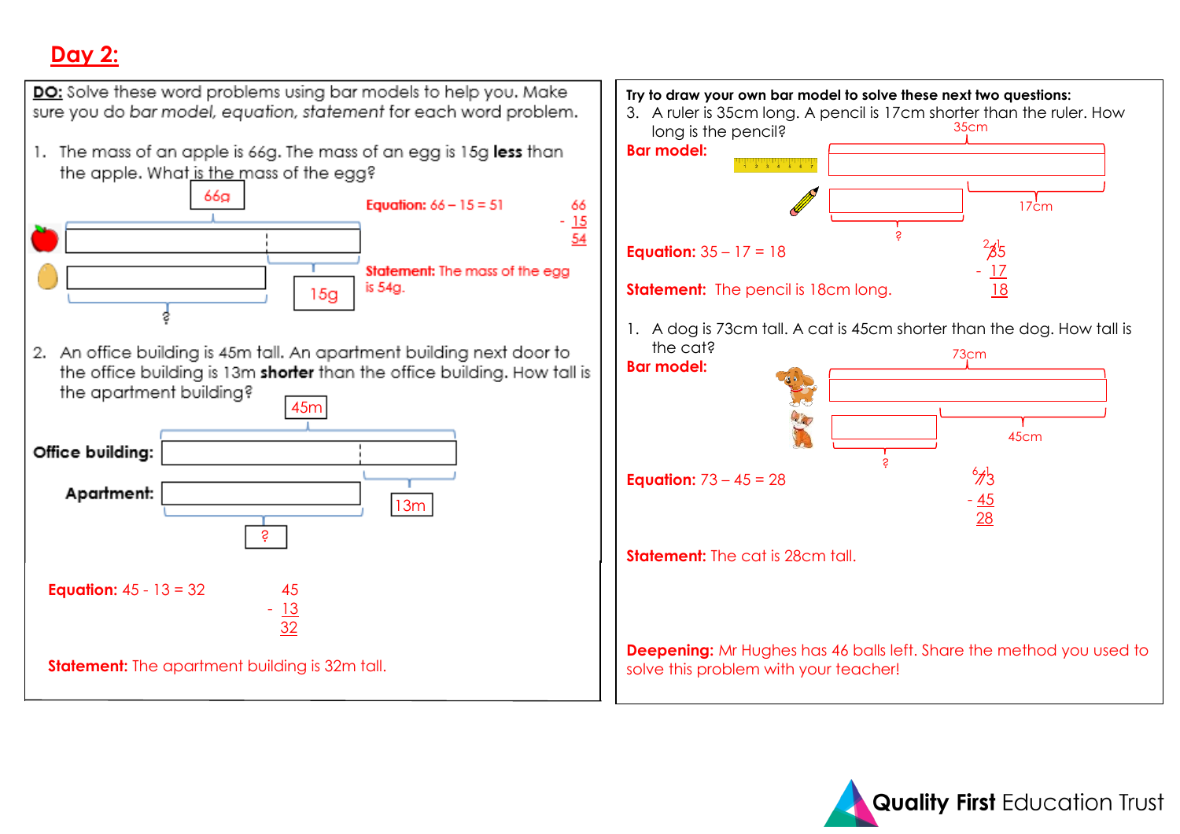# Day 2:

**DO:** Solve these word problems using bar models to help you. Make sure you do *bar model, equation, statement* for each word problem.

1. The mass of an apple is 66g. The mass of an egg is 15g **less** than the apple. What is the mass of the egg?

66g

15g

?

**Equation:** 66 – 15 = 51

```
  66
- 15
  54
```

**Statement:** The mass of the egg is 54g.

2. An office building is 45m tall. An apartment building next door to the office building is 13m **shorter** than the office building. How tall is the apartment building?

45m

**Office building:**

**Apartment:**

13m

?

**Equation:** 45 - 13 = 32

```
  45
- 13
  32
```

**Statement:** The apartment building is 32m tall.

**Try to draw your own bar model to solve these next two questions:**

3. A ruler is 35cm long. A pencil is 17cm shorter than the ruler. How long is the pencil?

**Bar model:**

35cm

17cm

?

**Equation:** 35 – 17 = 18

```
  2 1
  3̸5
- 17
  18
```

**Statement:** The pencil is 18cm long.

1. A dog is 73cm tall. A cat is 45cm shorter than the dog. How tall is the cat?

**Bar model:**

73cm

45cm

?

**Equation:** 73 – 45 = 28

```
  6 1
  7̸3
- 45
  28
```

**Statement:** The cat is 28cm tall.

**Deepening:** Mr Hughes has 46 balls left. Share the method you used to solve this problem with your teacher!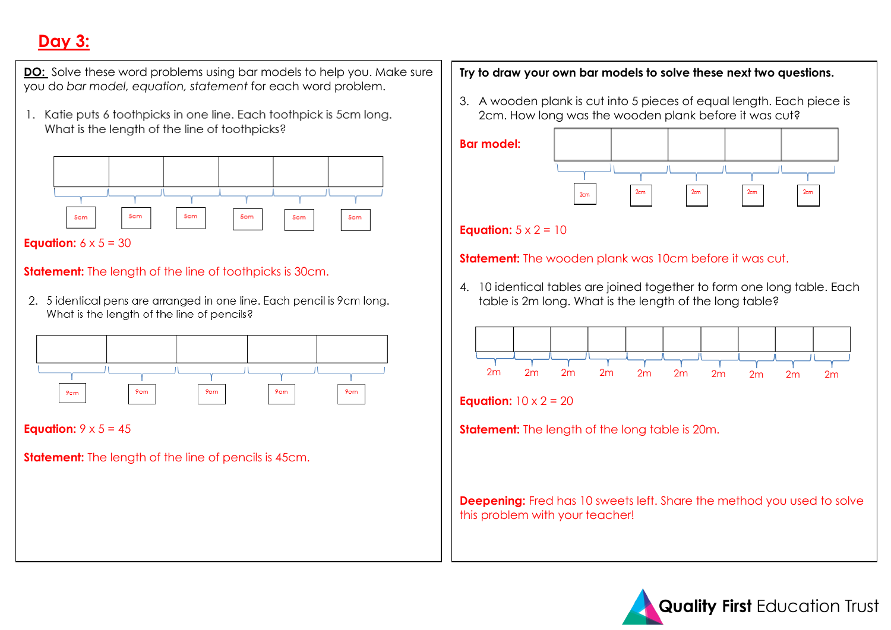# Day 3:

**DO:** Solve these word problems using bar models to help you. Make sure you do *bar model, equation, statement* for each word problem.

1. Katie puts 6 toothpicks in one line. Each toothpick is 5cm long. What is the length of the line of toothpicks?

| | | | | | |
|---|---|---|---|---|---|
| 5cm | 5cm | 5cm | 5cm | 5cm | 5cm |

**Equation:** 6 x 5 = 30

**Statement:** The length of the line of toothpicks is 30cm.

2. 5 identical pens are arranged in one line. Each pencil is 9cm long. What is the length of the line of pencils?

| | | | | |
|---|---|---|---|---|
| 9cm | 9cm | 9cm | 9cm | 9cm |

**Equation:** 9 x 5 = 45

**Statement:** The length of the line of pencils is 45cm.

**Try to draw your own bar models to solve these next two questions.**

3. A wooden plank is cut into 5 pieces of equal length. Each piece is 2cm. How long was the wooden plank before it was cut?

**Bar model:**

| | | | | |
|---|---|---|---|---|
| 2cm | 2cm | 2cm | 2cm | 2cm |

**Equation:** 5 x 2 = 10

**Statement:** The wooden plank was 10cm before it was cut.

4. 10 identical tables are joined together to form one long table. Each table is 2m long. What is the length of the long table?

| | | | | | | | | | |
|---|---|---|---|---|---|---|---|---|---|
| 2m | 2m | 2m | 2m | 2m | 2m | 2m | 2m | 2m | 2m |

**Equation:** 10 x 2 = 20

**Statement:** The length of the long table is 20m.

**Deepening:** Fred has 10 sweets left. Share the method you used to solve this problem with your teacher!

Quality First Education Trust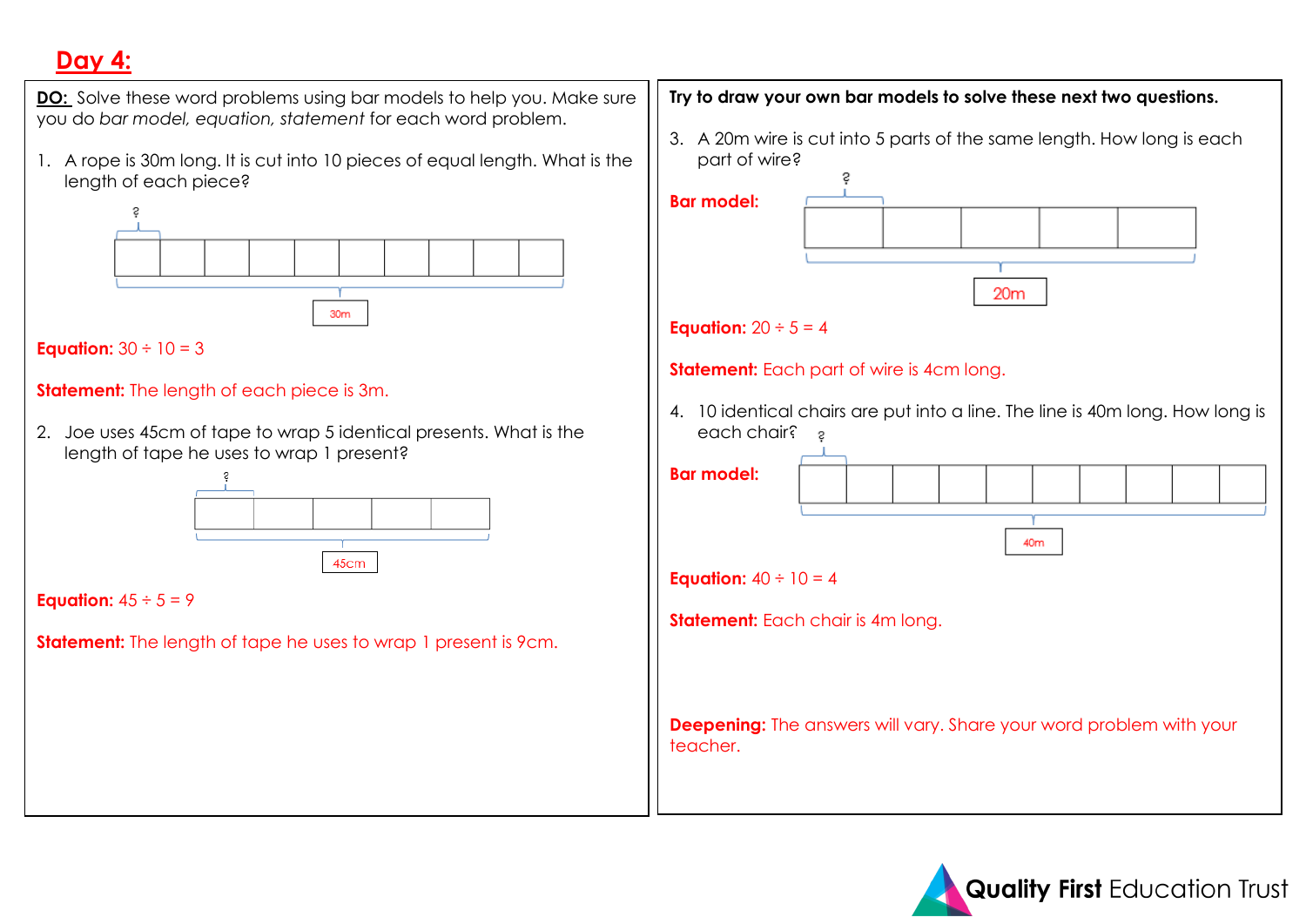# Day 4:

**DO:** Solve these word problems using bar models to help you. Make sure you do *bar model, equation, statement* for each word problem.

1. A rope is 30m long. It is cut into 10 pieces of equal length. What is the length of each piece?

?

30m

**Equation:** $30 \div 10 = 3$

**Statement:** The length of each piece is 3m.

2. Joe uses 45cm of tape to wrap 5 identical presents. What is the length of tape he uses to wrap 1 present?

?

45cm

**Equation:** $45 \div 5 = 9$

**Statement:** The length of tape he uses to wrap 1 present is 9cm.

**Try to draw your own bar models to solve these next two questions.**

3. A 20m wire is cut into 5 parts of the same length. How long is each part of wire?

**Bar model:**

?

20m

**Equation:** $20 \div 5 = 4$

**Statement:** Each part of wire is 4cm long.

4. 10 identical chairs are put into a line. The line is 40m long. How long is each chair?

**Bar model:**

?

40m

**Equation:** $40 \div 10 = 4$

**Statement:** Each chair is 4m long.

**Deepening:** The answers will vary. Share your word problem with your teacher.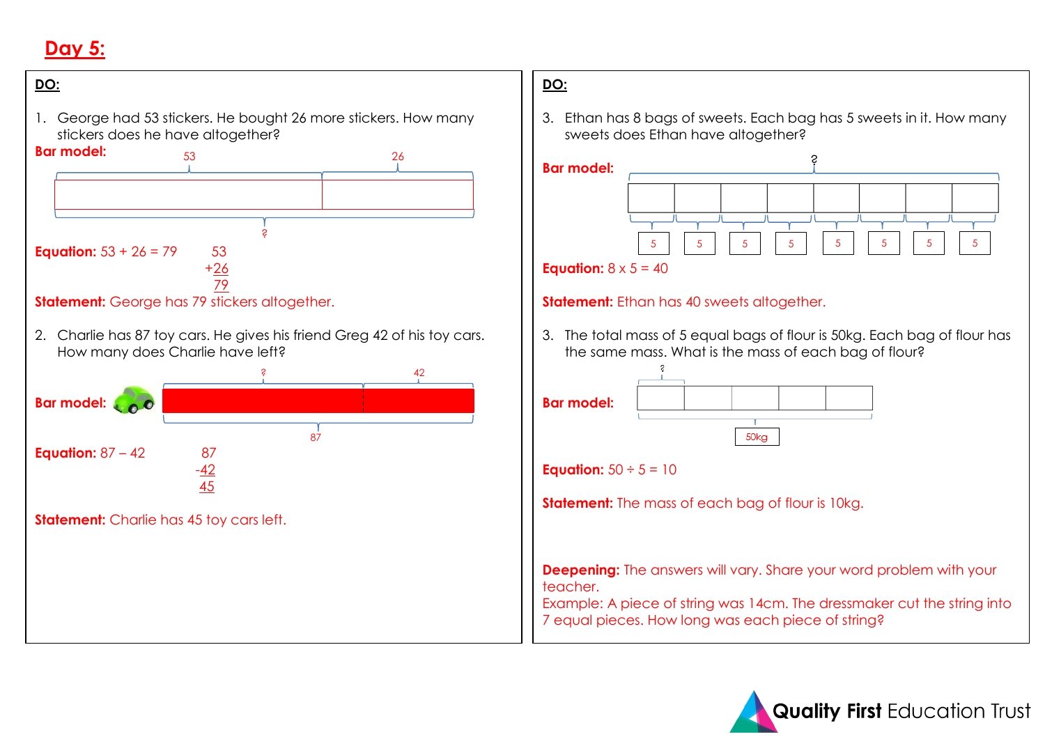# Day 5:

**DO:**

1. George had 53 stickers. He bought 26 more stickers. How many stickers does he have altogether?

**Bar model:**

53
26
?

**Equation:** 53 + 26 = 79

```
 53
+26
 79
```

**Statement:** George has 79 stickers altogether.

2. Charlie has 87 toy cars. He gives his friend Greg 42 of his toy cars. How many does Charlie have left?

**Bar model:**

?
42
87

**Equation:** 87 – 42

```
 87
-42
 45
```

**Statement:** Charlie has 45 toy cars left.

**DO:**

3. Ethan has 8 bags of sweets. Each bag has 5 sweets in it. How many sweets does Ethan have altogether?

**Bar model:**

?
5 5 5 5 5 5 5 5

**Equation:** $8 \times 5 = 40$

**Statement:** Ethan has 40 sweets altogether.

3. The total mass of 5 equal bags of flour is 50kg. Each bag of flour has the same mass. What is the mass of each bag of flour?

**Bar model:**

?
50kg

**Equation:** $50 \div 5 = 10$

**Statement:** The mass of each bag of flour is 10kg.

**Deepening:** The answers will vary. Share your word problem with your teacher.
Example: A piece of string was 14cm. The dressmaker cut the string into 7 equal pieces. How long was each piece of string?

Quality First Education Trust